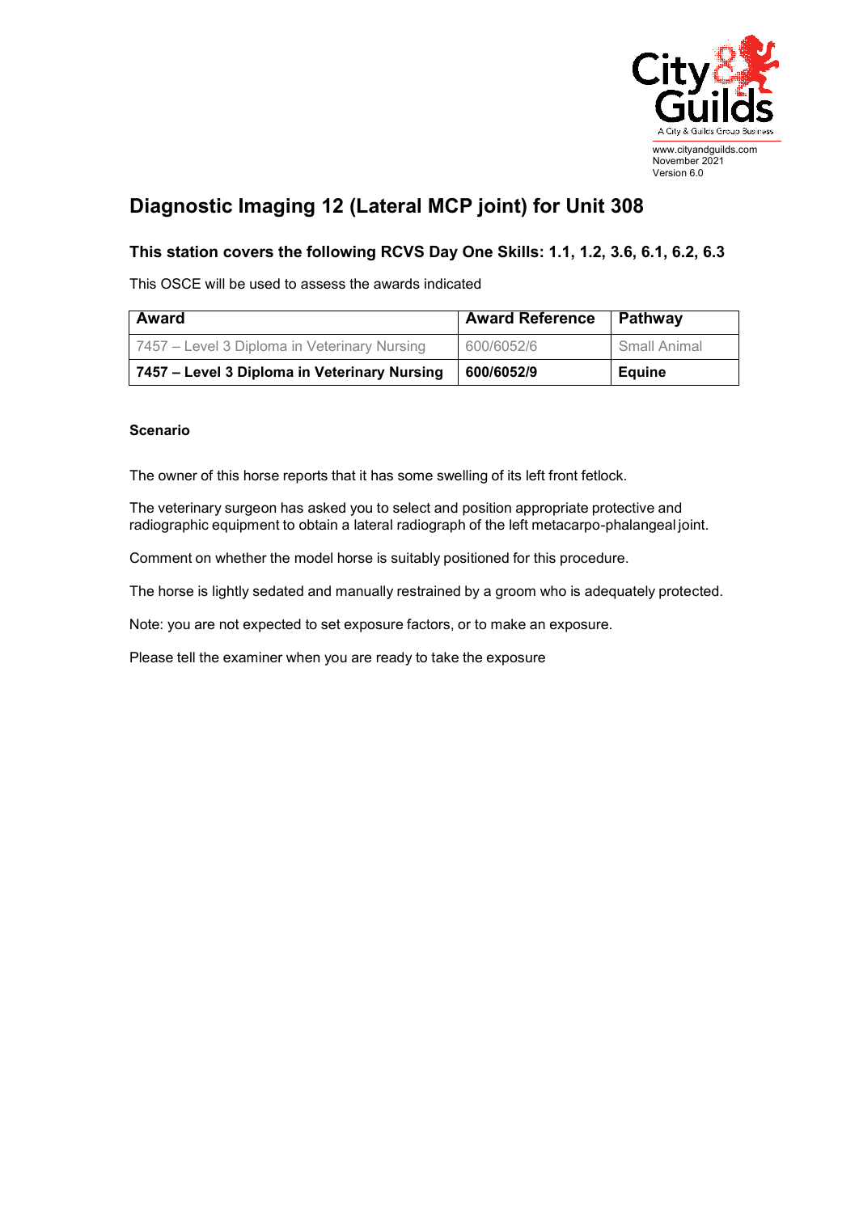www.cityandguilds.com
November 2021
Version 6.0

# Diagnostic Imaging 12 (Lateral MCP joint) for Unit 308

## This station covers the following RCVS Day One Skills: 1.1, 1.2, 3.6, 6.1, 6.2, 6.3

This OSCE will be used to assess the awards indicated

| Award | Award Reference | Pathway |
|---|---|---|
| 7457 – Level 3 Diploma in Veterinary Nursing | 600/6052/6 | Small Animal |
| **7457 – Level 3 Diploma in Veterinary Nursing** | **600/6052/9** | **Equine** |

**Scenario**

The owner of this horse reports that it has some swelling of its left front fetlock.

The veterinary surgeon has asked you to select and position appropriate protective and radiographic equipment to obtain a lateral radiograph of the left metacarpo-phalangeal joint.

Comment on whether the model horse is suitably positioned for this procedure.

The horse is lightly sedated and manually restrained by a groom who is adequately protected.

Note: you are not expected to set exposure factors, or to make an exposure.

Please tell the examiner when you are ready to take the exposure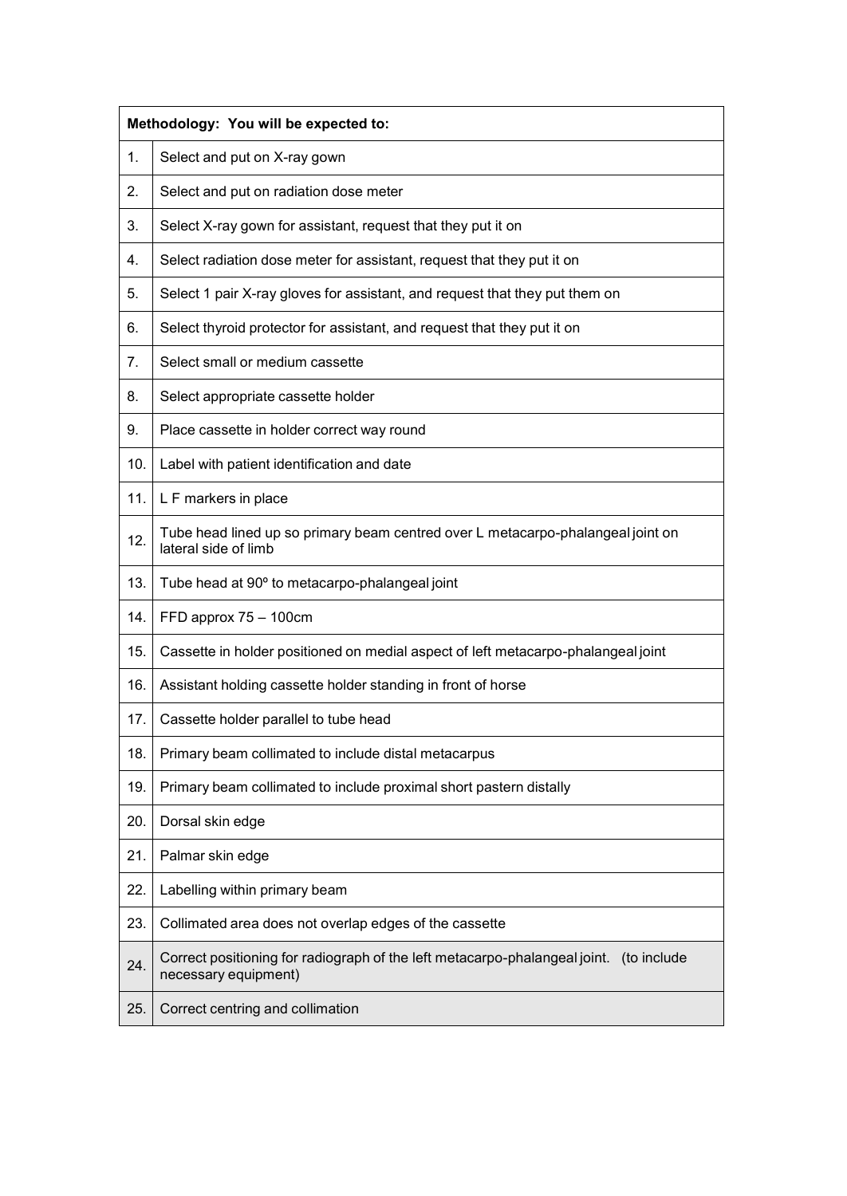| Methodology: You will be expected to: | |
|---|---|
| 1. | Select and put on X-ray gown |
| 2. | Select and put on radiation dose meter |
| 3. | Select X-ray gown for assistant, request that they put it on |
| 4. | Select radiation dose meter for assistant, request that they put it on |
| 5. | Select 1 pair X-ray gloves for assistant, and request that they put them on |
| 6. | Select thyroid protector for assistant, and request that they put it on |
| 7. | Select small or medium cassette |
| 8. | Select appropriate cassette holder |
| 9. | Place cassette in holder correct way round |
| 10. | Label with patient identification and date |
| 11. | L F markers in place |
| 12. | Tube head lined up so primary beam centred over L metacarpo-phalangeal joint on lateral side of limb |
| 13. | Tube head at 90º to metacarpo-phalangeal joint |
| 14. | FFD approx 75 – 100cm |
| 15. | Cassette in holder positioned on medial aspect of left metacarpo-phalangeal joint |
| 16. | Assistant holding cassette holder standing in front of horse |
| 17. | Cassette holder parallel to tube head |
| 18. | Primary beam collimated to include distal metacarpus |
| 19. | Primary beam collimated to include proximal short pastern distally |
| 20. | Dorsal skin edge |
| 21. | Palmar skin edge |
| 22. | Labelling within primary beam |
| 23. | Collimated area does not overlap edges of the cassette |
| 24. | Correct positioning for radiograph of the left metacarpo-phalangeal joint. (to include necessary equipment) |
| 25. | Correct centring and collimation |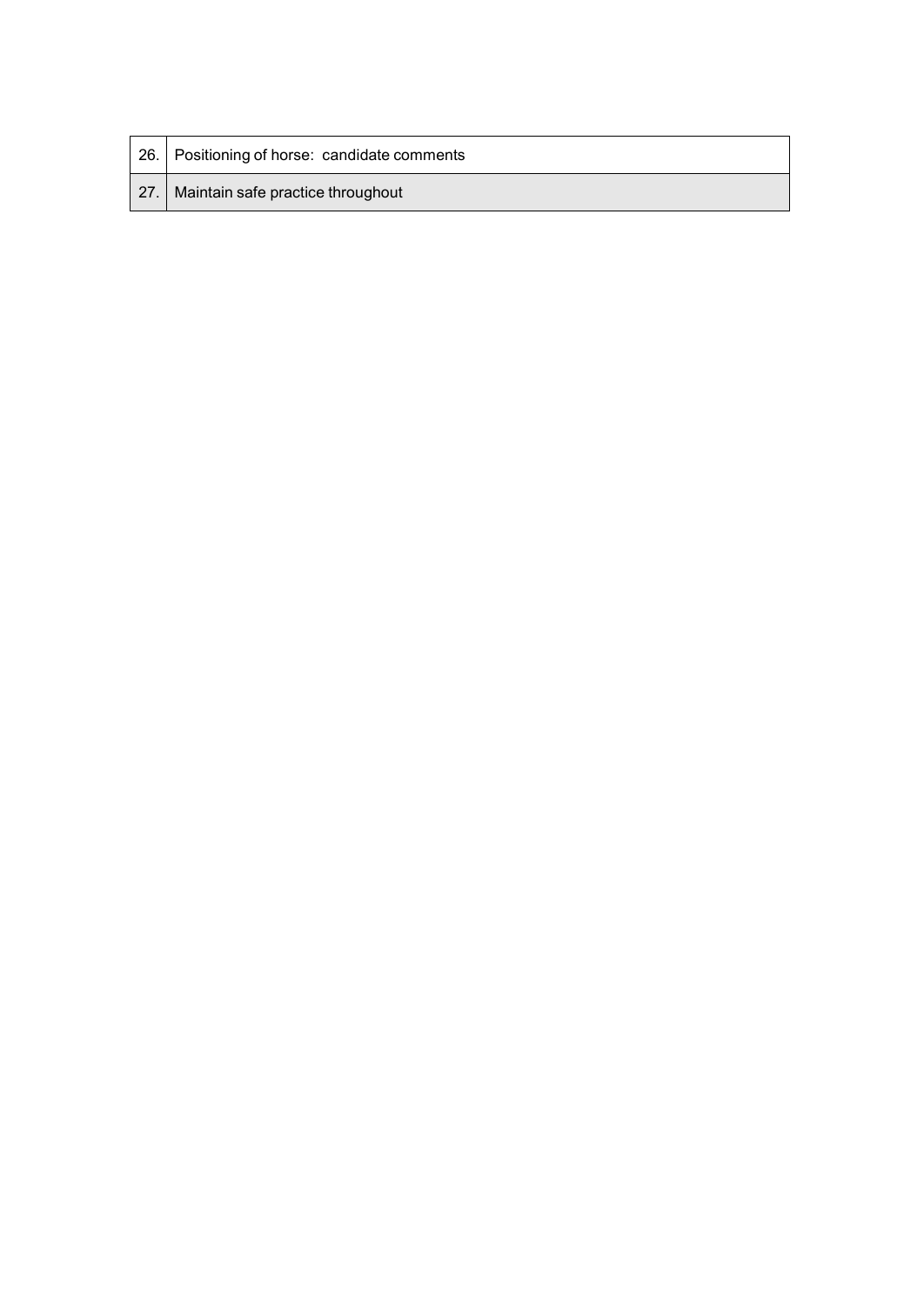| | |
|---|---|
| 26. | Positioning of horse: candidate comments |
| 27. | Maintain safe practice throughout |